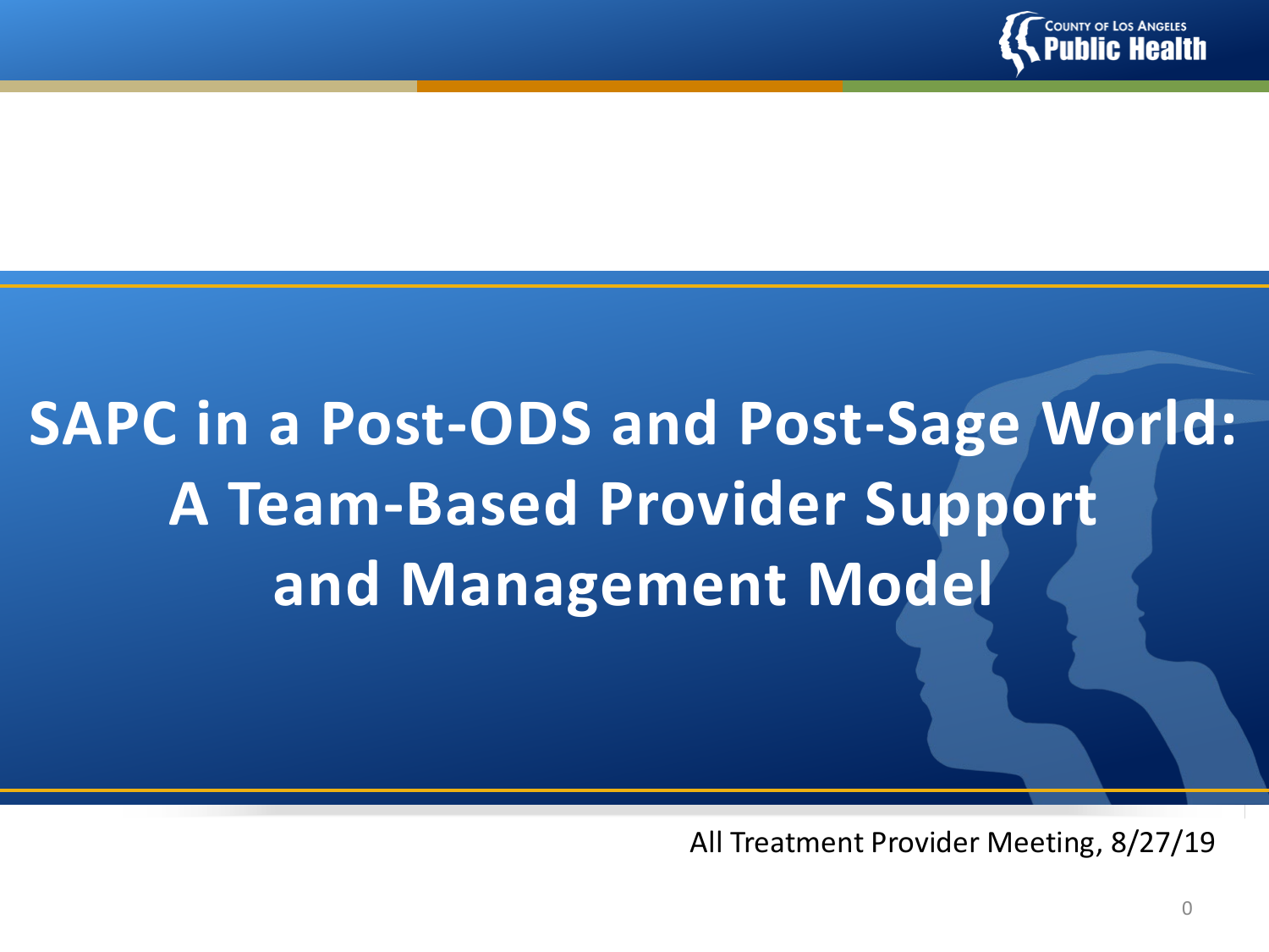# SAPC in a Post-ODS and Post-Sage World: A Team-Based Provider Support and Management Model

All Treatment Provider Meeting, 8/27/19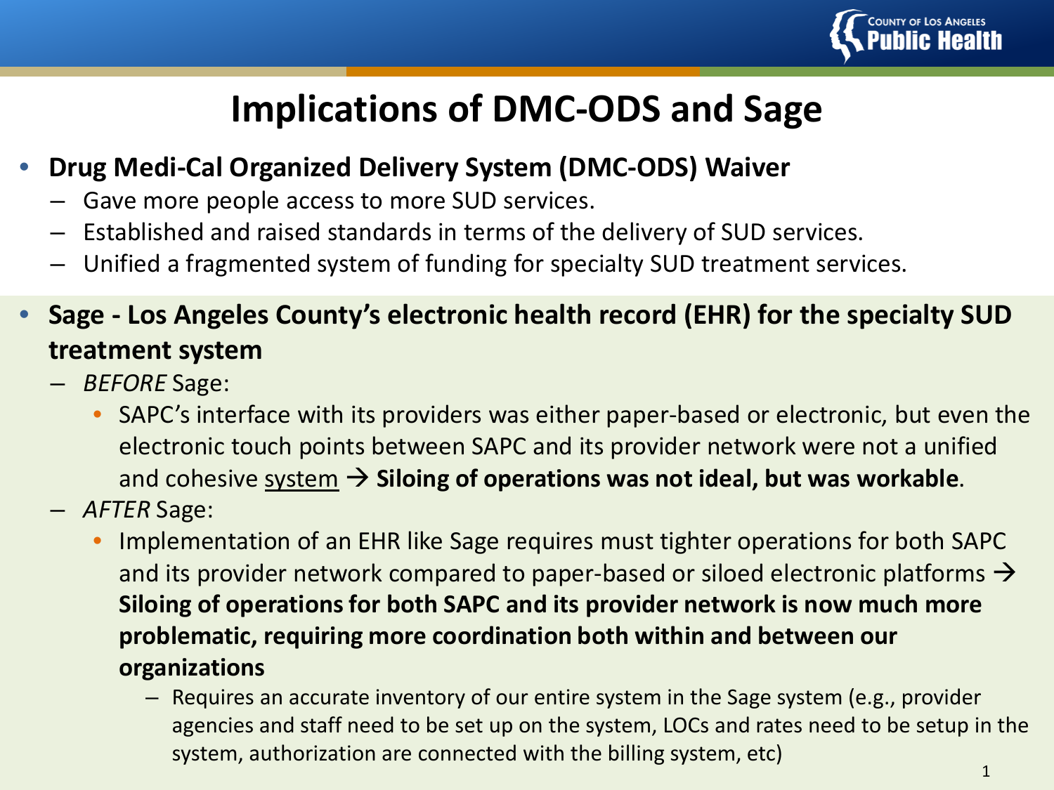# Implications of DMC-ODS and Sage

- **Drug Medi-Cal Organized Delivery System (DMC-ODS) Waiver**
  - Gave more people access to more SUD services.
  - Established and raised standards in terms of the delivery of SUD services.
  - Unified a fragmented system of funding for specialty SUD treatment services.
- **Sage - Los Angeles County's electronic health record (EHR) for the specialty SUD treatment system**
  - *BEFORE* Sage:
    - SAPC's interface with its providers was either paper-based or electronic, but even the electronic touch points between SAPC and its provider network were not a unified and cohesive <u>system</u> → **Siloing of operations was not ideal, but was workable**.
  - *AFTER* Sage:
    - Implementation of an EHR like Sage requires must tighter operations for both SAPC and its provider network compared to paper-based or siloed electronic platforms → **Siloing of operations for both SAPC and its provider network is now much more problematic, requiring more coordination both within and between our organizations**
      - Requires an accurate inventory of our entire system in the Sage system (e.g., provider agencies and staff need to be set up on the system, LOCs and rates need to be setup in the system, authorization are connected with the billing system, etc)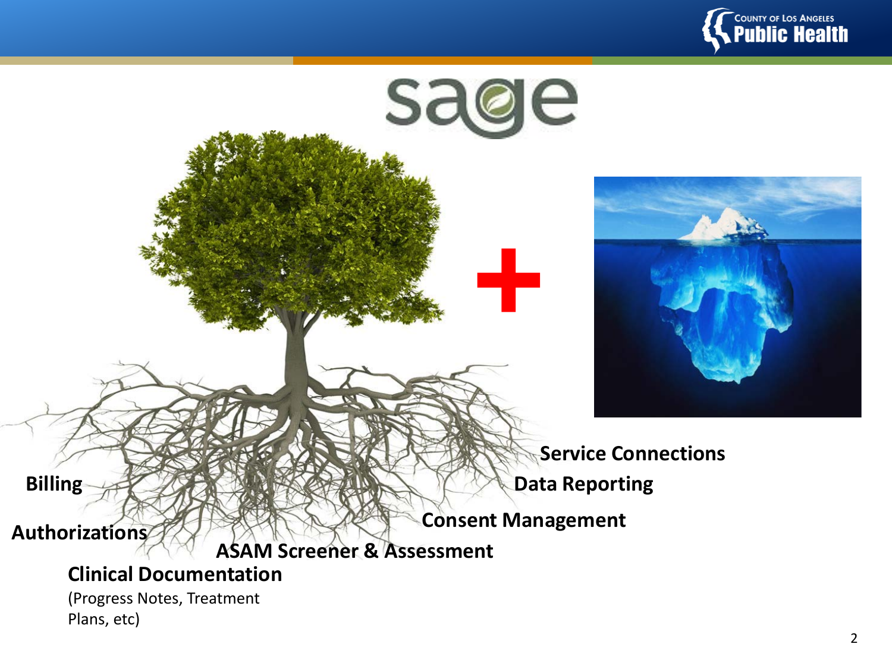# sage

**Service Connections**

**Data Reporting**

**Billing**

**Consent Management**

**Authorizations**

**ASAM Screener & Assessment**

**Clinical Documentation**
(Progress Notes, Treatment Plans, etc)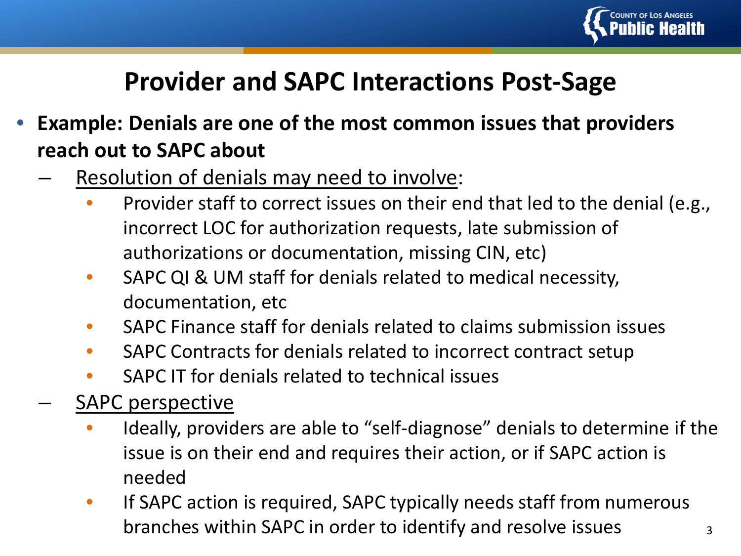# Provider and SAPC Interactions Post-Sage

- **Example: Denials are one of the most common issues that providers reach out to SAPC about**
  - Resolution of denials may need to involve:
    - Provider staff to correct issues on their end that led to the denial (e.g., incorrect LOC for authorization requests, late submission of authorizations or documentation, missing CIN, etc)
    - SAPC QI & UM staff for denials related to medical necessity, documentation, etc
    - SAPC Finance staff for denials related to claims submission issues
    - SAPC Contracts for denials related to incorrect contract setup
    - SAPC IT for denials related to technical issues
  - SAPC perspective
    - Ideally, providers are able to "self-diagnose" denials to determine if the issue is on their end and requires their action, or if SAPC action is needed
    - If SAPC action is required, SAPC typically needs staff from numerous branches within SAPC in order to identify and resolve issues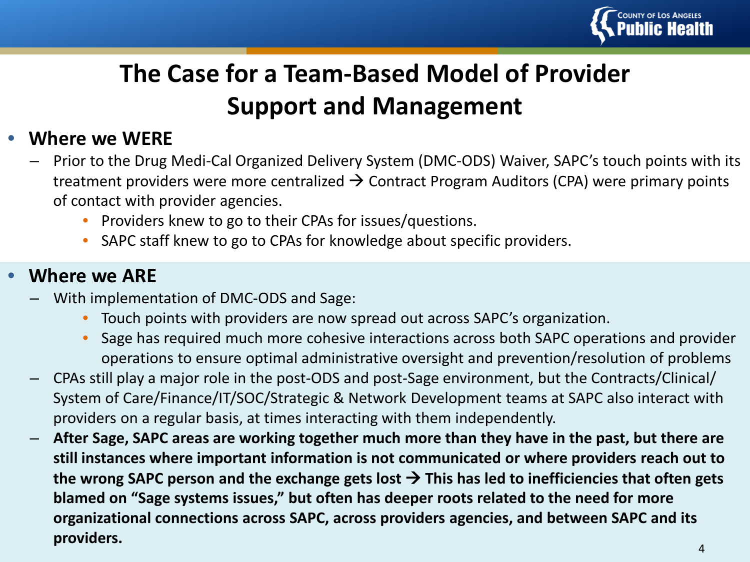# The Case for a Team-Based Model of Provider Support and Management

- **Where we WERE**
  - Prior to the Drug Medi-Cal Organized Delivery System (DMC-ODS) Waiver, SAPC's touch points with its treatment providers were more centralized → Contract Program Auditors (CPA) were primary points of contact with provider agencies.
    - Providers knew to go to their CPAs for issues/questions.
    - SAPC staff knew to go to CPAs for knowledge about specific providers.

- **Where we ARE**
  - With implementation of DMC-ODS and Sage:
    - Touch points with providers are now spread out across SAPC's organization.
    - Sage has required much more cohesive interactions across both SAPC operations and provider operations to ensure optimal administrative oversight and prevention/resolution of problems
  - CPAs still play a major role in the post-ODS and post-Sage environment, but the Contracts/Clinical/System of Care/Finance/IT/SOC/Strategic & Network Development teams at SAPC also interact with providers on a regular basis, at times interacting with them independently.
  - **After Sage, SAPC areas are working together much more than they have in the past, but there are still instances where important information is not communicated or where providers reach out to the wrong SAPC person and the exchange gets lost → This has led to inefficiencies that often gets blamed on "Sage systems issues," but often has deeper roots related to the need for more organizational connections across SAPC, across providers agencies, and between SAPC and its providers.**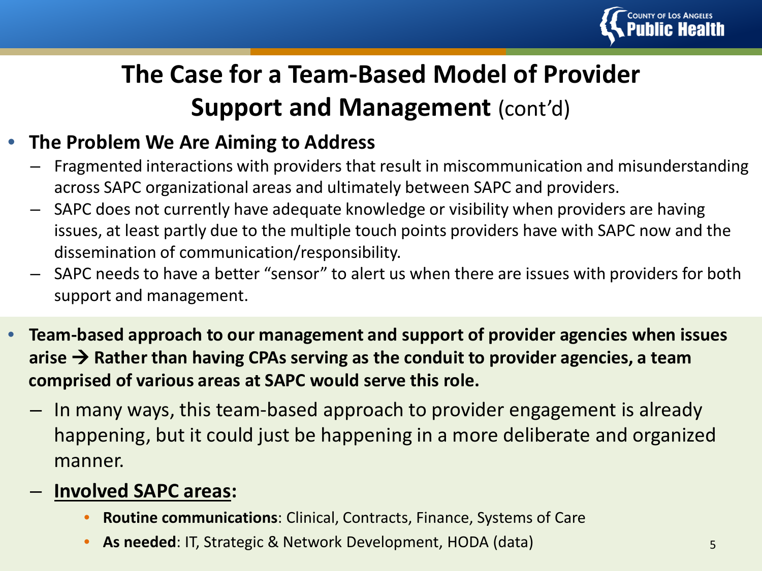# The Case for a Team-Based Model of Provider Support and Management (cont'd)

- **The Problem We Are Aiming to Address**
  - Fragmented interactions with providers that result in miscommunication and misunderstanding across SAPC organizational areas and ultimately between SAPC and providers.
  - SAPC does not currently have adequate knowledge or visibility when providers are having issues, at least partly due to the multiple touch points providers have with SAPC now and the dissemination of communication/responsibility.
  - SAPC needs to have a better "sensor" to alert us when there are issues with providers for both support and management.

- **Team-based approach to our management and support of provider agencies when issues arise → Rather than having CPAs serving as the conduit to provider agencies, a team comprised of various areas at SAPC would serve this role.**
  - In many ways, this team-based approach to provider engagement is already happening, but it could just be happening in a more deliberate and organized manner.
  - **Involved SAPC areas:**
    - **Routine communications**: Clinical, Contracts, Finance, Systems of Care
    - **As needed**: IT, Strategic & Network Development, HODA (data)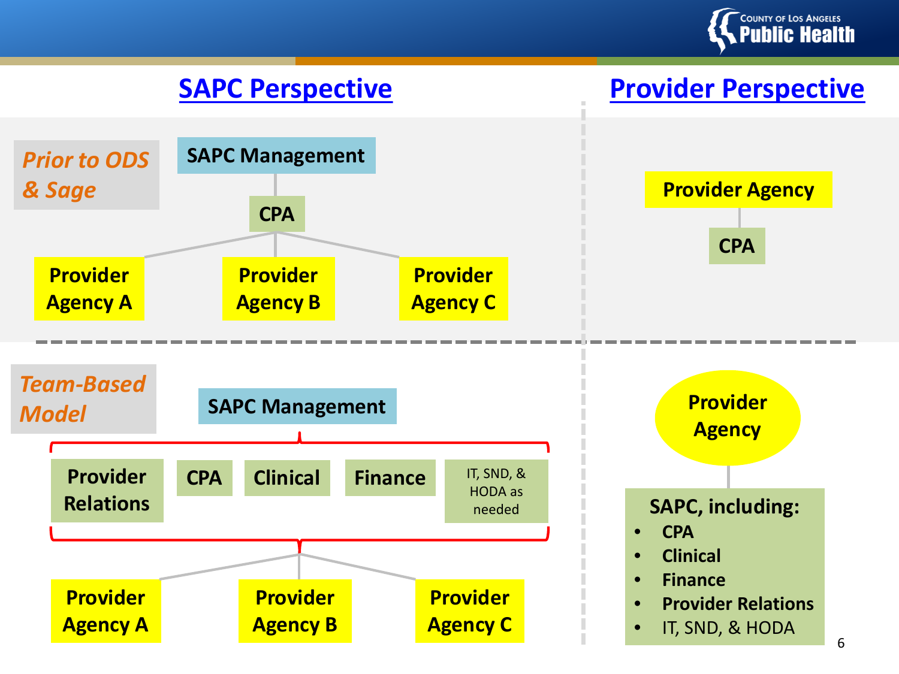## SAPC Perspective

### *Prior to ODS & Sage*

SAPC Management

CPA

- Provider Agency A
- Provider Agency B
- Provider Agency C

### *Team-Based Model*

SAPC Management

- Provider Relations
- CPA
- Clinical
- Finance
- IT, SND, & HODA as needed

- Provider Agency A
- Provider Agency B
- Provider Agency C

## Provider Perspective

Provider Agency

CPA

Provider Agency

**SAPC, including:**

- **CPA**
- **Clinical**
- **Finance**
- **Provider Relations**
- IT, SND, & HODA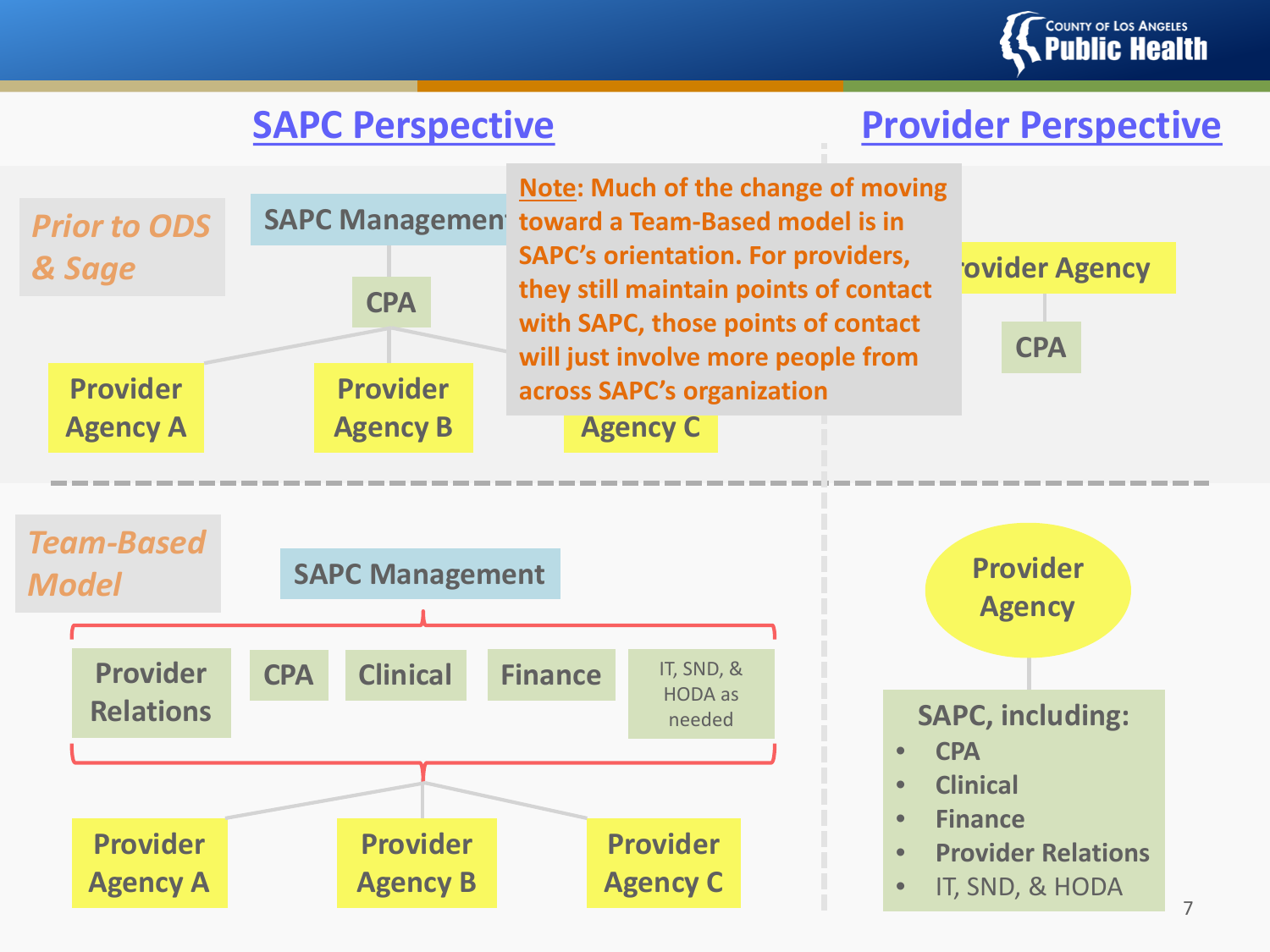## SAPC Perspective

### Prior to ODS & Sage

SAPC Management

CPA

- Provider Agency A
- Provider Agency B
- Provider Agency C

**Note**: Much of the change of moving toward a Team-Based model is in SAPC's orientation. For providers, they still maintain points of contact with SAPC, those points of contact will just involve more people from across SAPC's organization

### Team-Based Model

SAPC Management

- Provider Relations
- CPA
- Clinical
- Finance
- IT, SND, & HODA as needed

- Provider Agency A
- Provider Agency B
- Provider Agency C

## Provider Perspective

### Prior to ODS & Sage

Provider Agency

CPA

### Team-Based Model

Provider Agency

SAPC, including:

- CPA
- Clinical
- Finance
- Provider Relations
- IT, SND, & HODA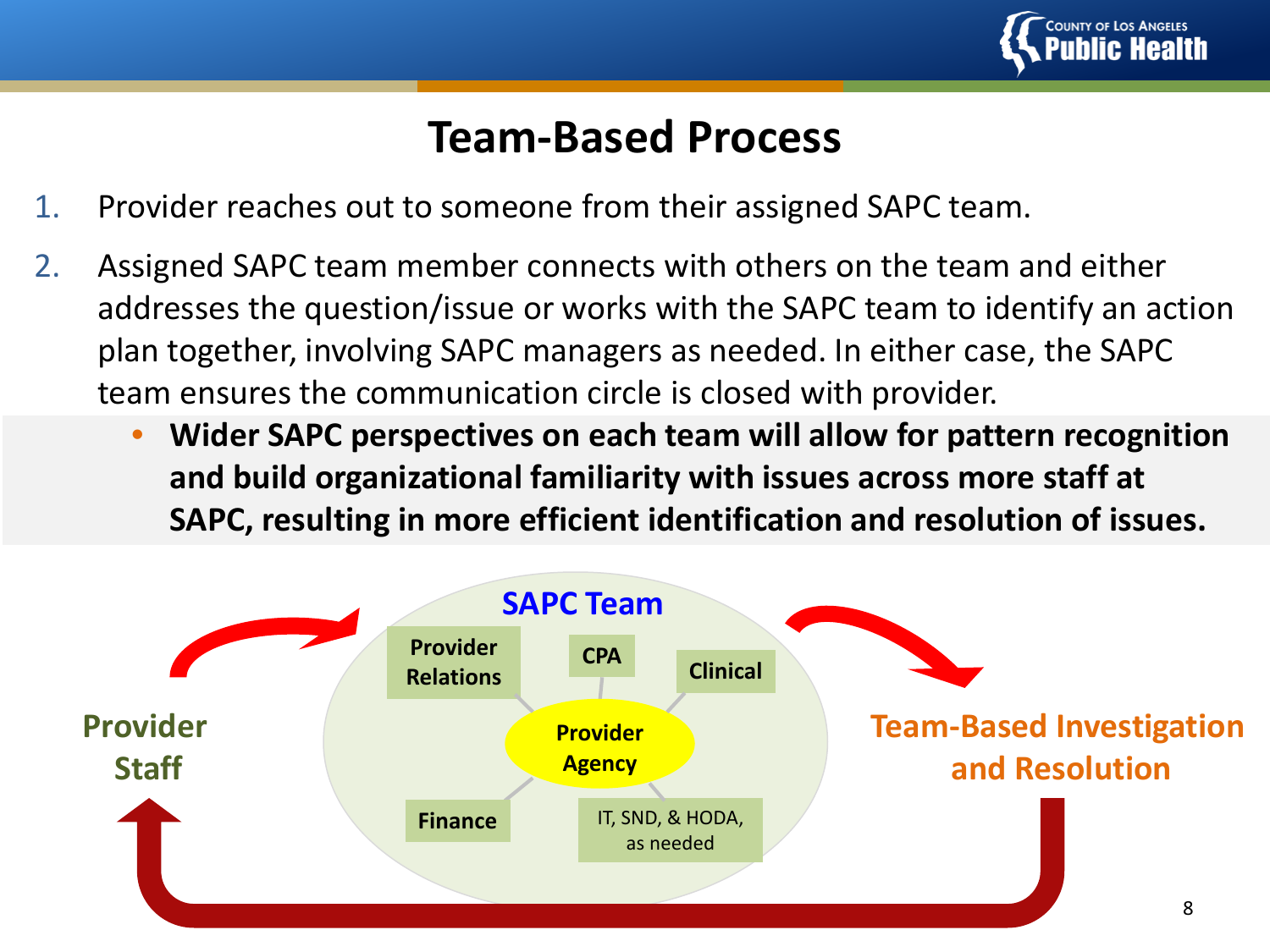# Team-Based Process

1. Provider reaches out to someone from their assigned SAPC team.
2. Assigned SAPC team member connects with others on the team and either addresses the question/issue or works with the SAPC team to identify an action plan together, involving SAPC managers as needed. In either case, the SAPC team ensures the communication circle is closed with provider.
   - **Wider SAPC perspectives on each team will allow for pattern recognition and build organizational familiarity with issues across more staff at SAPC, resulting in more efficient identification and resolution of issues.**

Provider Staff

SAPC Team

Provider Relations

CPA

Clinical

Provider Agency

Finance

IT, SND, & HODA, as needed

Team-Based Investigation and Resolution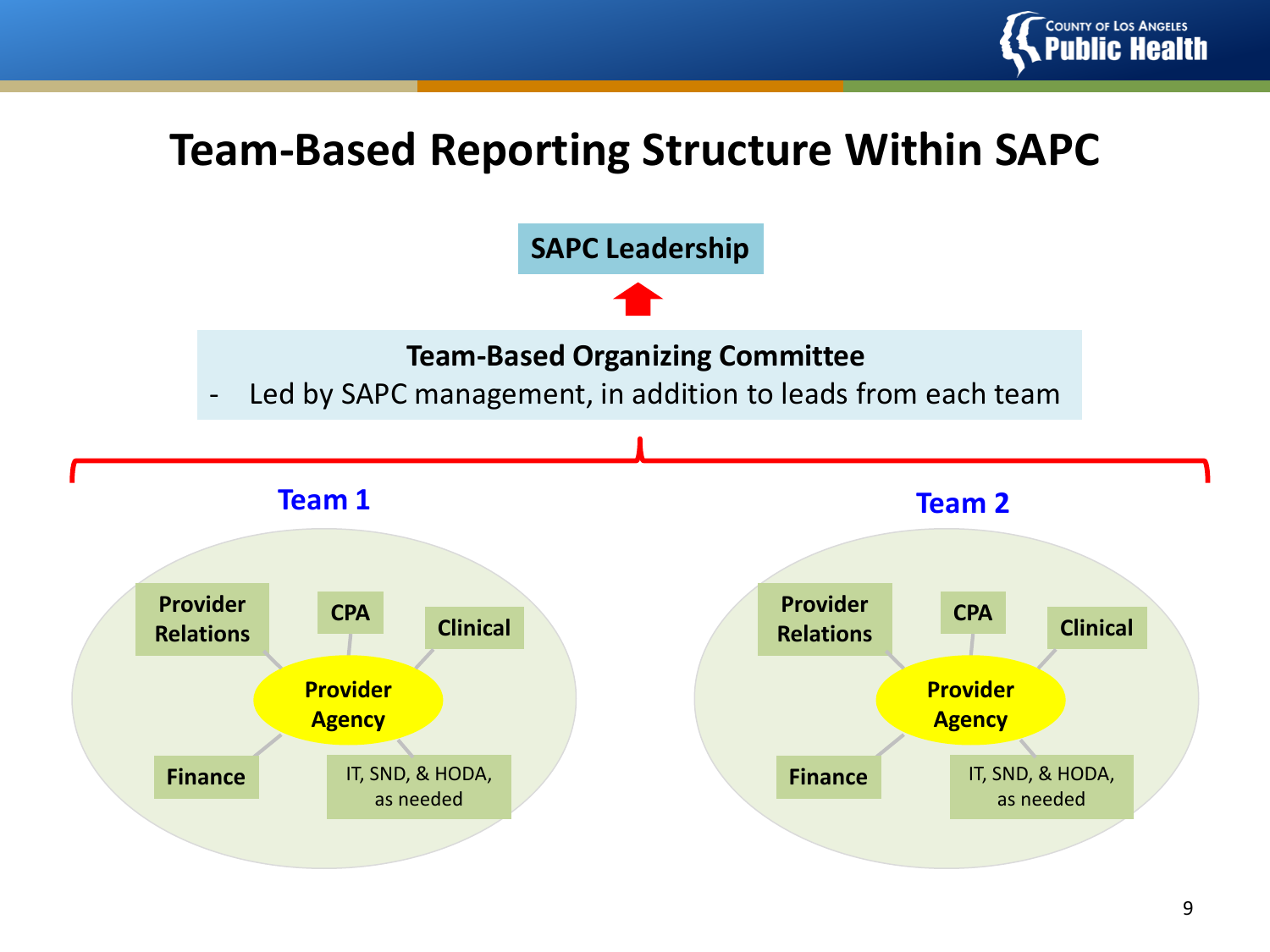# Team-Based Reporting Structure Within SAPC

**SAPC Leadership**

**Team-Based Organizing Committee**

- Led by SAPC management, in addition to leads from each team

**Team 1**

- **Provider Agency**
  - **Provider Relations**
  - **CPA**
  - **Clinical**
  - **Finance**
  - IT, SND, & HODA, as needed

**Team 2**

- **Provider Agency**
  - **Provider Relations**
  - **CPA**
  - **Clinical**
  - **Finance**
  - IT, SND, & HODA, as needed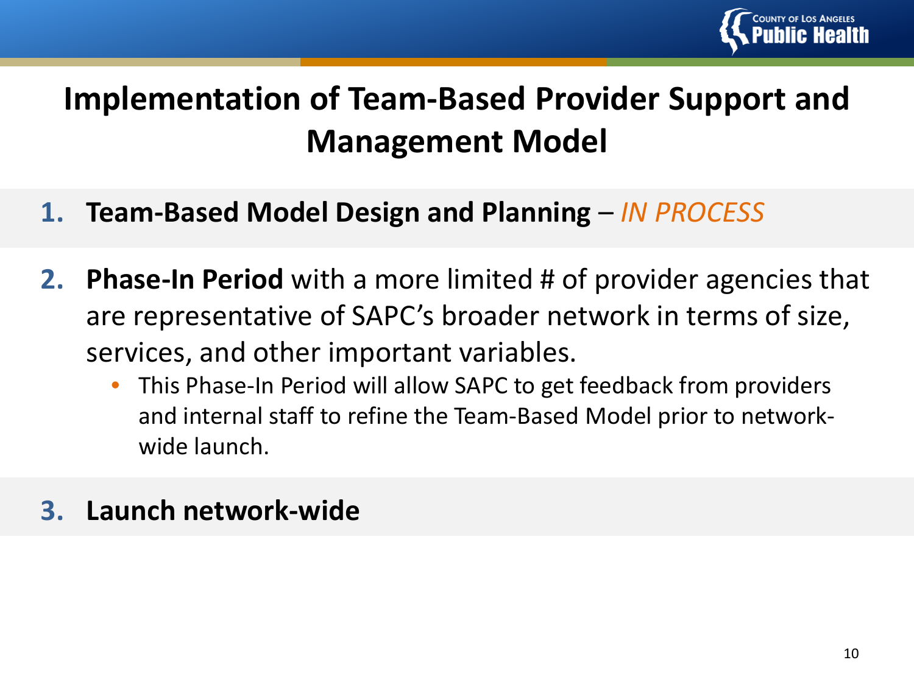# Implementation of Team-Based Provider Support and Management Model

1. **Team-Based Model Design and Planning** – *IN PROCESS*

2. **Phase-In Period** with a more limited # of provider agencies that are representative of SAPC's broader network in terms of size, services, and other important variables.
   - This Phase-In Period will allow SAPC to get feedback from providers and internal staff to refine the Team-Based Model prior to network-wide launch.

3. **Launch network-wide**